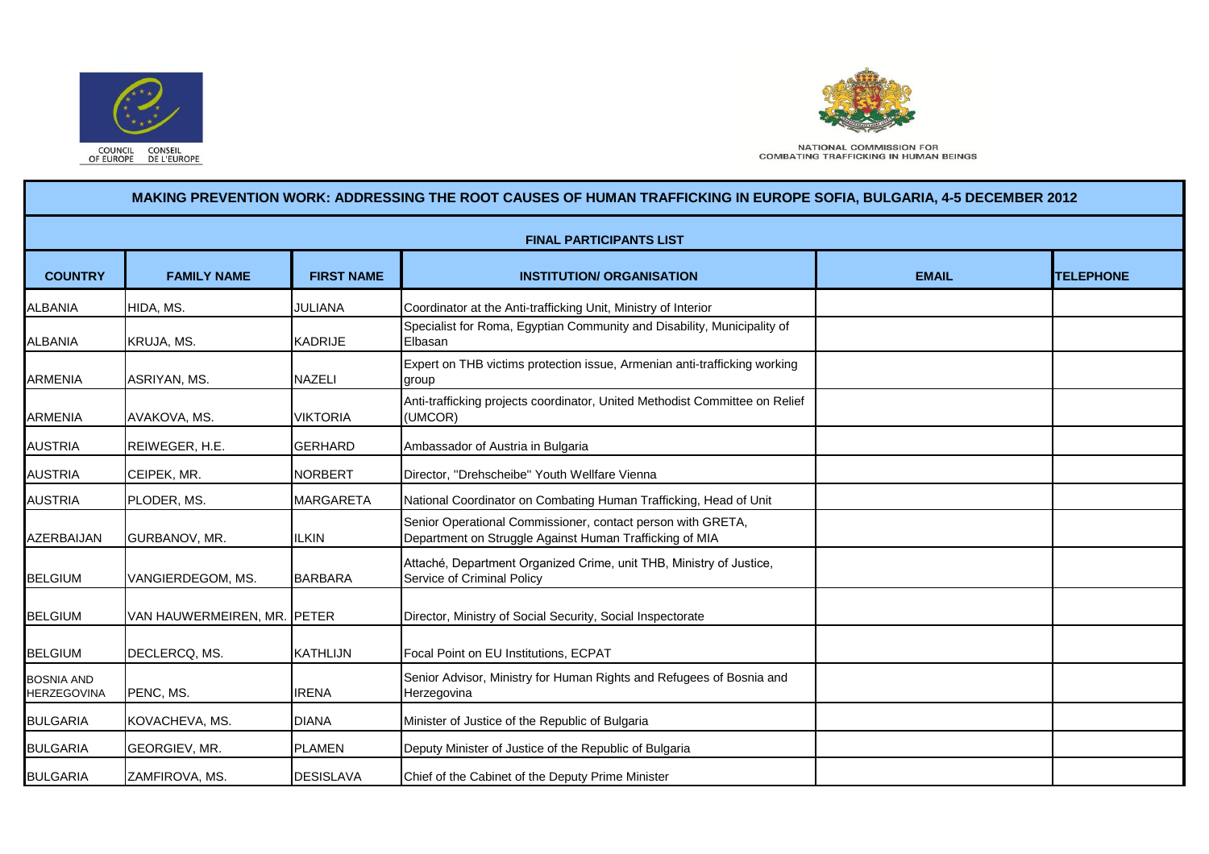COUNCIL OF EUROPE CONSEIL DE L'EUROPE

NATIONAL COMMISSION FOR COMBATING TRAFFICKING IN HUMAN BEINGS

# MAKING PREVENTION WORK: ADDRESSING THE ROOT CAUSES OF HUMAN TRAFFICKING IN EUROPE SOFIA, BULGARIA, 4-5 DECEMBER 2012

## FINAL PARTICIPANTS LIST

| COUNTRY | FAMILY NAME | FIRST NAME | INSTITUTION/ ORGANISATION | EMAIL | TELEPHONE |
|---|---|---|---|---|---|
| ALBANIA | HIDA, MS. | JULIANA | Coordinator at the Anti-trafficking Unit, Ministry of Interior | | |
| ALBANIA | KRUJA, MS. | KADRIJE | Specialist for Roma, Egyptian Community and Disability, Municipality of Elbasan | | |
| ARMENIA | ASRIYAN, MS. | NAZELI | Expert on THB victims protection issue, Armenian anti-trafficking working group | | |
| ARMENIA | AVAKOVA, MS. | VIKTORIA | Anti-trafficking projects coordinator, United Methodist Committee on Relief (UMCOR) | | |
| AUSTRIA | REIWEGER, H.E. | GERHARD | Ambassador of Austria in Bulgaria | | |
| AUSTRIA | CEIPEK, MR. | NORBERT | Director, "Drehscheibe" Youth Wellfare Vienna | | |
| AUSTRIA | PLODER, MS. | MARGARETA | National Coordinator on Combating Human Trafficking, Head of Unit | | |
| AZERBAIJAN | GURBANOV, MR. | ILKIN | Senior Operational Commissioner, contact person with GRETA, Department on Struggle Against Human Trafficking of MIA | | |
| BELGIUM | VANGIERDEGOM, MS. | BARBARA | Attaché, Department Organized Crime, unit THB, Ministry of Justice, Service of Criminal Policy | | |
| BELGIUM | VAN HAUWERMEIREN, MR. | PETER | Director, Ministry of Social Security, Social Inspectorate | | |
| BELGIUM | DECLERCQ, MS. | KATHLIJN | Focal Point on EU Institutions, ECPAT | | |
| BOSNIA AND HERZEGOVINA | PENC, MS. | IRENA | Senior Advisor, Ministry for Human Rights and Refugees of Bosnia and Herzegovina | | |
| BULGARIA | KOVACHEVA, MS. | DIANA | Minister of Justice of the Republic of Bulgaria | | |
| BULGARIA | GEORGIEV, MR. | PLAMEN | Deputy Minister of Justice of the Republic of Bulgaria | | |
| BULGARIA | ZAMFIROVA, MS. | DESISLAVA | Chief of the Cabinet of the Deputy Prime Minister | | |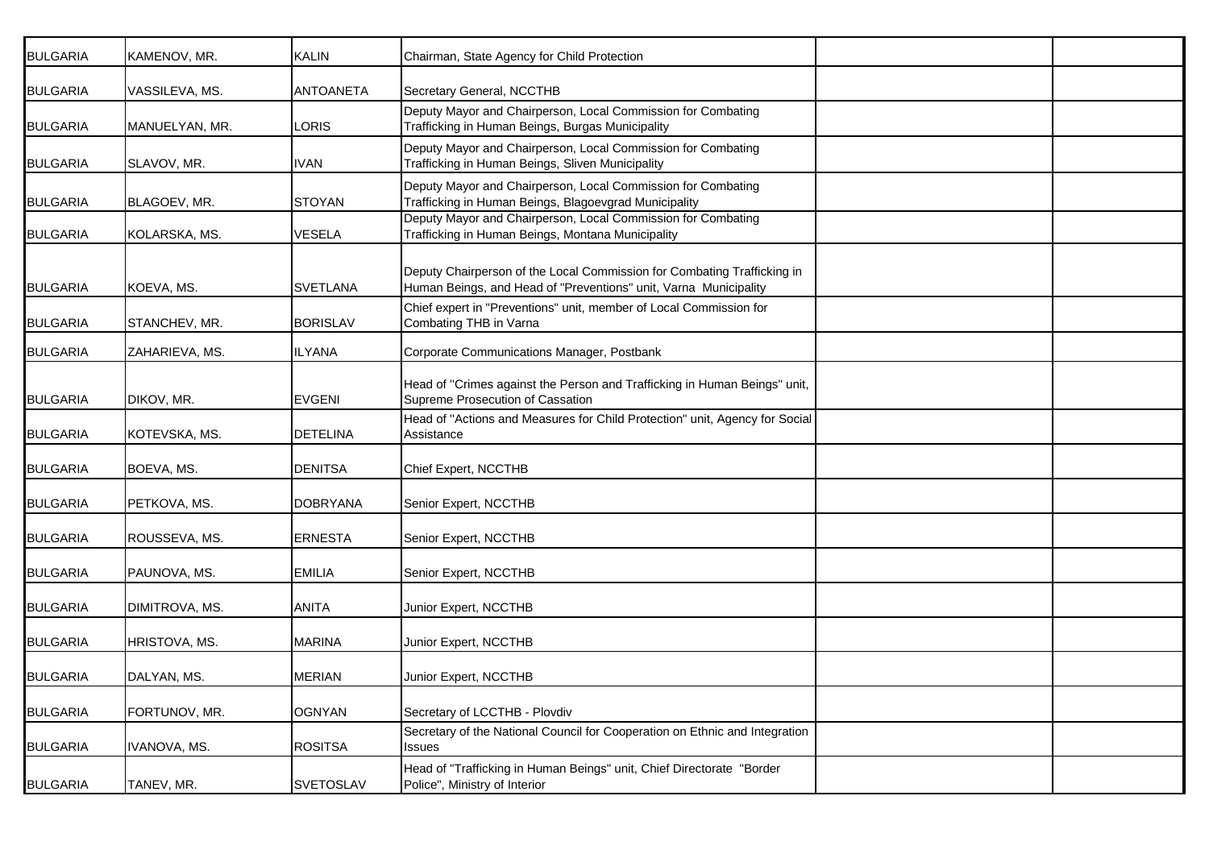| | | | | | |
|---|---|---|---|---|---|
| BULGARIA | KAMENOV, MR. | KALIN | Chairman, State Agency for Child Protection | | |
| BULGARIA | VASSILEVA, MS. | ANTOANETA | Secretary General, NCCTHB | | |
| BULGARIA | MANUELYAN, MR. | LORIS | Deputy Mayor and Chairperson, Local Commission for Combating Trafficking in Human Beings, Burgas Municipality | | |
| BULGARIA | SLAVOV, MR. | IVAN | Deputy Mayor and Chairperson, Local Commission for Combating Trafficking in Human Beings, Sliven Municipality | | |
| BULGARIA | BLAGOEV, MR. | STOYAN | Deputy Mayor and Chairperson, Local Commission for Combating Trafficking in Human Beings, Blagoevgrad Municipality | | |
| BULGARIA | KOLARSKA, MS. | VESELA | Deputy Mayor and Chairperson, Local Commission for Combating Trafficking in Human Beings, Montana Municipality | | |
| BULGARIA | KOEVA, MS. | SVETLANA | Deputy Chairperson of the Local Commission for Combating Trafficking in Human Beings, and Head of "Preventions" unit, Varna Municipality | | |
| BULGARIA | STANCHEV, MR. | BORISLAV | Chief expert in "Preventions" unit, member of Local Commission for Combating THB in Varna | | |
| BULGARIA | ZAHARIEVA, MS. | ILYANA | Corporate Communications Manager, Postbank | | |
| BULGARIA | DIKOV, MR. | EVGENI | Head of "Crimes against the Person and Trafficking in Human Beings" unit, Supreme Prosecution of Cassation | | |
| BULGARIA | KOTEVSKA, MS. | DETELINA | Head of "Actions and Measures for Child Protection" unit, Agency for Social Assistance | | |
| BULGARIA | BOEVA, MS. | DENITSA | Chief Expert, NCCTHB | | |
| BULGARIA | PETKOVA, MS. | DOBRYANA | Senior Expert, NCCTHB | | |
| BULGARIA | ROUSSEVA, MS. | ERNESTA | Senior Expert, NCCTHB | | |
| BULGARIA | PAUNOVA, MS. | EMILIA | Senior Expert, NCCTHB | | |
| BULGARIA | DIMITROVA, MS. | ANITA | Junior Expert, NCCTHB | | |
| BULGARIA | HRISTOVA, MS. | MARINA | Junior Expert, NCCTHB | | |
| BULGARIA | DALYAN, MS. | MERIAN | Junior Expert, NCCTHB | | |
| BULGARIA | FORTUNOV, MR. | OGNYAN | Secretary of LCCTHB - Plovdiv | | |
| BULGARIA | IVANOVA, MS. | ROSITSA | Secretary of the National Council for Cooperation on Ethnic and Integration Issues | | |
| BULGARIA | TANEV, MR. | SVETOSLAV | Head of "Trafficking in Human Beings" unit, Chief Directorate "Border Police", Ministry of Interior | | |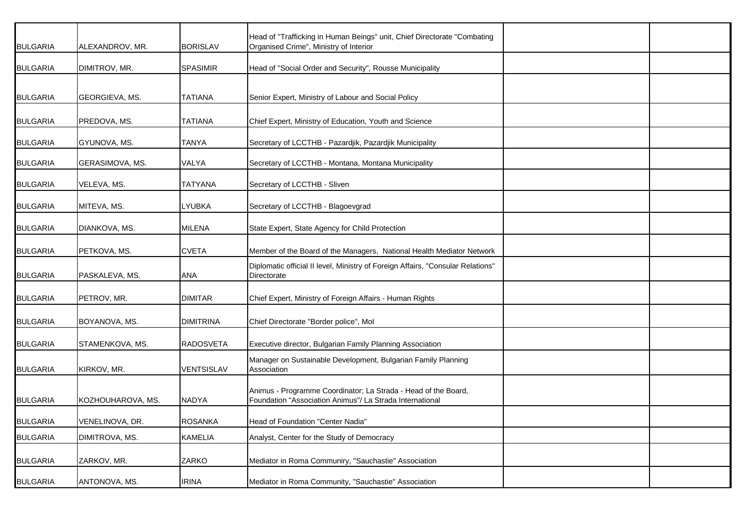| | | | | | |
|---|---|---|---|---|---|
| BULGARIA | ALEXANDROV, MR. | BORISLAV | Head of "Trafficking in Human Beings" unit, Chief Directorate "Combating Organised Crime", Ministry of Interior | | |
| BULGARIA | DIMITROV, MR. | SPASIMIR | Head of "Social Order and Security", Rousse Municipality | | |
| BULGARIA | GEORGIEVA, MS. | TATIANA | Senior Expert, Ministry of Labour and Social Policy | | |
| BULGARIA | PREDOVA, MS. | TATIANA | Chief Expert, Ministry of Education, Youth and Science | | |
| BULGARIA | GYUNOVA, MS. | TANYA | Secretary of LCCTHB - Pazardjik, Pazardjik Municipality | | |
| BULGARIA | GERASIMOVA, MS. | VALYA | Secretary of LCCTHB - Montana, Montana Municipality | | |
| BULGARIA | VELEVA, MS. | TATYANA | Secretary of LCCTHB - Sliven | | |
| BULGARIA | MITEVA, MS. | LYUBKA | Secretary of LCCTHB - Blagoevgrad | | |
| BULGARIA | DIANKOVA, MS. | MILENA | State Expert, State Agency for Child Protection | | |
| BULGARIA | PETKOVA, MS. | CVETA | Member of the Board of the Managers, National Health Mediator Network | | |
| BULGARIA | PASKALEVA, MS. | ANA | Diplomatic official II level, Ministry of Foreign Affairs, "Consular Relations" Directorate | | |
| BULGARIA | PETROV, MR. | DIMITAR | Chief Expert, Ministry of Foreign Affairs - Human Rights | | |
| BULGARIA | BOYANOVA, MS. | DIMITRINA | Chief Directorate "Border police", MoI | | |
| BULGARIA | STAMENKOVA, MS. | RADOSVETA | Executive director, Bulgarian Family Planning Association | | |
| BULGARIA | KIRKOV, MR. | VENTSISLAV | Manager on Sustainable Development, Bulgarian Family Planning Association | | |
| BULGARIA | KOZHOUHAROVA, MS. | NADYA | Animus - Programme Coordinator; La Strada - Head of the Board, Foundation "Association Animus"/ La Strada International | | |
| BULGARIA | VENELINOVA, DR. | ROSANKA | Head of Foundation "Center Nadia" | | |
| BULGARIA | DIMITROVA, MS. | KAMELIA | Analyst, Center for the Study of Democracy | | |
| BULGARIA | ZARKOV, MR. | ZARKO | Mediator in Roma Communiry, "Sauchastie" Association | | |
| BULGARIA | ANTONOVA, MS. | IRINA | Mediator in Roma Community, "Sauchastie" Association | | |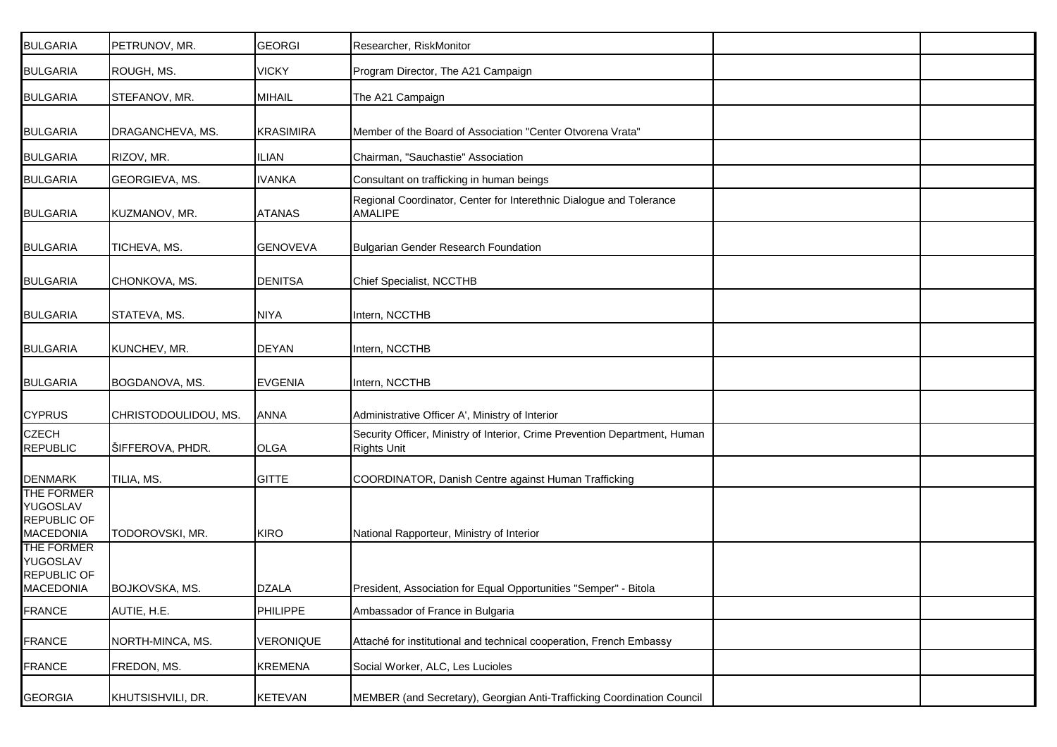| | | | | | |
|---|---|---|---|---|---|
| BULGARIA | PETRUNOV, MR. | GEORGI | Researcher, RiskMonitor | | |
| BULGARIA | ROUGH, MS. | VICKY | Program Director, The A21 Campaign | | |
| BULGARIA | STEFANOV, MR. | MIHAIL | The A21 Campaign | | |
| BULGARIA | DRAGANCHEVA, MS. | KRASIMIRA | Member of the Board of Association "Center Otvorena Vrata" | | |
| BULGARIA | RIZOV, MR. | ILIAN | Chairman, "Sauchastie" Association | | |
| BULGARIA | GEORGIEVA, MS. | IVANKA | Consultant on trafficking in human beings | | |
| BULGARIA | KUZMANOV, MR. | ATANAS | Regional Coordinator, Center for Interethnic Dialogue and Tolerance AMALIPE | | |
| BULGARIA | TICHEVA, MS. | GENOVEVA | Bulgarian Gender Research Foundation | | |
| BULGARIA | CHONKOVA, MS. | DENITSA | Chief Specialist, NCCTHB | | |
| BULGARIA | STATEVA, MS. | NIYA | Intern, NCCTHB | | |
| BULGARIA | KUNCHEV, MR. | DEYAN | Intern, NCCTHB | | |
| BULGARIA | BOGDANOVA, MS. | EVGENIA | Intern, NCCTHB | | |
| CYPRUS | CHRISTODOULIDOU, MS. | ANNA | Administrative Officer A', Ministry of Interior | | |
| CZECH REPUBLIC | ŠIFFEROVA, PHDR. | OLGA | Security Officer, Ministry of Interior, Crime Prevention Department, Human Rights Unit | | |
| DENMARK | TILIA, MS. | GITTE | COORDINATOR, Danish Centre against Human Trafficking | | |
| THE FORMER YUGOSLAV REPUBLIC OF MACEDONIA | TODOROVSKI, MR. | KIRO | National Rapporteur, Ministry of Interior | | |
| THE FORMER YUGOSLAV REPUBLIC OF MACEDONIA | BOJKOVSKA, MS. | DZALA | President, Association for Equal Opportunities "Semper" - Bitola | | |
| FRANCE | AUTIE, H.E. | PHILIPPE | Ambassador of France in Bulgaria | | |
| FRANCE | NORTH-MINCA, MS. | VERONIQUE | Attaché for institutional and technical cooperation, French Embassy | | |
| FRANCE | FREDON, MS. | KREMENA | Social Worker, ALC, Les Lucioles | | |
| GEORGIA | KHUTSISHVILI, DR. | KETEVAN | MEMBER (and Secretary), Georgian Anti-Trafficking Coordination Council | | |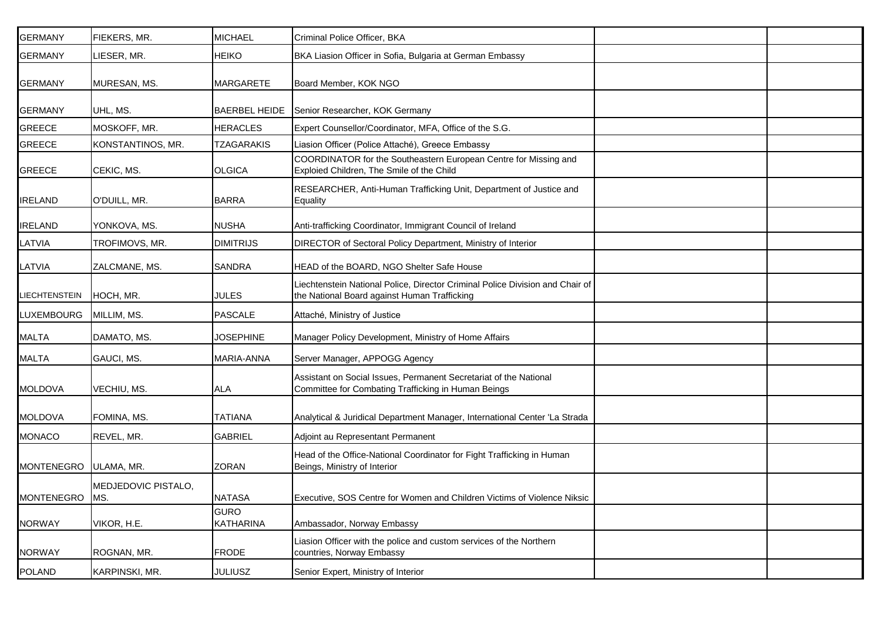| | | | | | |
|---|---|---|---|---|---|
| GERMANY | FIEKERS, MR. | MICHAEL | Criminal Police Officer, BKA | | |
| GERMANY | LIESER, MR. | HEIKO | BKA Liasion Officer in Sofia, Bulgaria at German Embassy | | |
| GERMANY | MURESAN, MS. | MARGARETE | Board Member, KOK NGO | | |
| GERMANY | UHL, MS. | BAERBEL HEIDE | Senior Researcher, KOK Germany | | |
| GREECE | MOSKOFF, MR. | HERACLES | Expert Counsellor/Coordinator, MFA, Office of the S.G. | | |
| GREECE | KONSTANTINOS, MR. | TZAGARAKIS | Liasion Officer (Police Attaché), Greece Embassy | | |
| GREECE | CEKIC, MS. | OLGICA | COORDINATOR for the Southeastern European Centre for Missing and Exploied Children, The Smile of the Child | | |
| IRELAND | O'DUILL, MR. | BARRA | RESEARCHER, Anti-Human Trafficking Unit, Department of Justice and Equality | | |
| IRELAND | YONKOVA, MS. | NUSHA | Anti-trafficking Coordinator, Immigrant Council of Ireland | | |
| LATVIA | TROFIMOVS, MR. | DIMITRIJS | DIRECTOR of Sectoral Policy Department, Ministry of Interior | | |
| LATVIA | ZALCMANE, MS. | SANDRA | HEAD of the BOARD, NGO Shelter Safe House | | |
| LIECHTENSTEIN | HOCH, MR. | JULES | Liechtenstein National Police, Director Criminal Police Division and Chair of the National Board against Human Trafficking | | |
| LUXEMBOURG | MILLIM, MS. | PASCALE | Attaché, Ministry of Justice | | |
| MALTA | DAMATO, MS. | JOSEPHINE | Manager Policy Development, Ministry of Home Affairs | | |
| MALTA | GAUCI, MS. | MARIA-ANNA | Server Manager, APPOGG Agency | | |
| MOLDOVA | VECHIU, MS. | ALA | Assistant on Social Issues, Permanent Secretariat of the National Committee for Combating Trafficking in Human Beings | | |
| MOLDOVA | FOMINA, MS. | TATIANA | Analytical & Juridical Department Manager, International Center 'La Strada | | |
| MONACO | REVEL, MR. | GABRIEL | Adjoint au Representant Permanent | | |
| MONTENEGRO | ULAMA, MR. | ZORAN | Head of the Office-National Coordinator for Fight Trafficking in Human Beings, Ministry of Interior | | |
| MONTENEGRO | MEDJEDOVIC PISTALO, MS. | NATASA | Executive, SOS Centre for Women and Children Victims of Violence Niksic | | |
| NORWAY | VIKOR, H.E. | GURO KATHARINA | Ambassador, Norway Embassy | | |
| NORWAY | ROGNAN, MR. | FRODE | Liasion Officer with the police and custom services of the Northern countries, Norway Embassy | | |
| POLAND | KARPINSKI, MR. | JULIUSZ | Senior Expert, Ministry of Interior | | |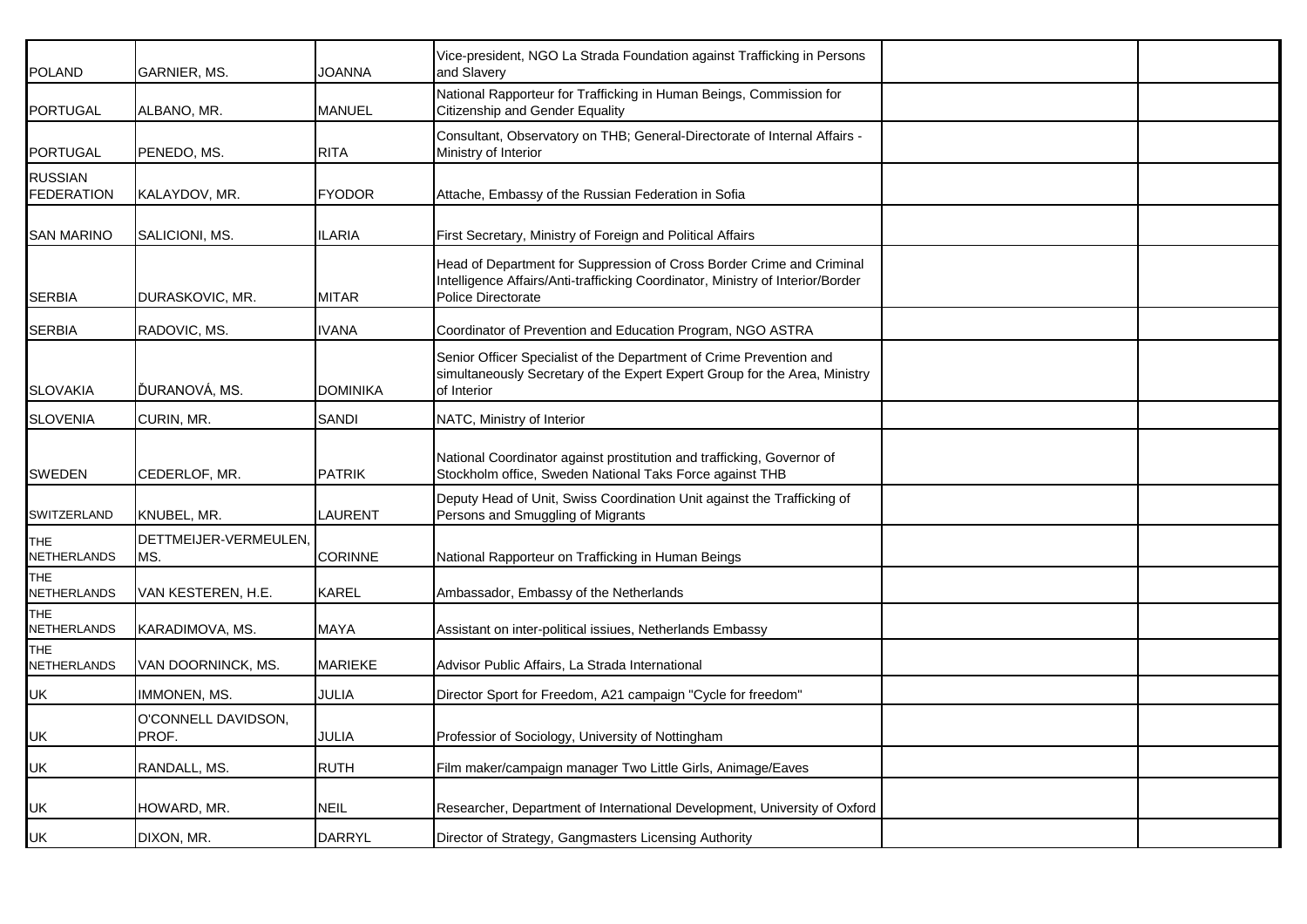| | | | | | |
|---|---|---|---|---|---|
| POLAND | GARNIER, MS. | JOANNA | Vice-president, NGO La Strada Foundation against Trafficking in Persons and Slavery | | |
| PORTUGAL | ALBANO, MR. | MANUEL | National Rapporteur for Trafficking in Human Beings, Commission for Citizenship and Gender Equality | | |
| PORTUGAL | PENEDO, MS. | RITA | Consultant, Observatory on THB; General-Directorate of Internal Affairs - Ministry of Interior | | |
| RUSSIAN FEDERATION | KALAYDOV, MR. | FYODOR | Attache, Embassy of the Russian Federation in Sofia | | |
| SAN MARINO | SALICIONI, MS. | ILARIA | First Secretary, Ministry of Foreign and Political Affairs | | |
| SERBIA | DURASKOVIC, MR. | MITAR | Head of Department for Suppression of Cross Border Crime and Criminal Intelligence Affairs/Anti-trafficking Coordinator, Ministry of Interior/Border Police Directorate | | |
| SERBIA | RADOVIC, MS. | IVANA | Coordinator of Prevention and Education Program, NGO ASTRA | | |
| SLOVAKIA | ĎURANOVÁ, MS. | DOMINIKA | Senior Officer Specialist of the Department of Crime Prevention and simultaneously Secretary of the Expert Expert Group for the Area, Ministry of Interior | | |
| SLOVENIA | CURIN, MR. | SANDI | NATC, Ministry of Interior | | |
| SWEDEN | CEDERLOF, MR. | PATRIK | National Coordinator against prostitution and trafficking, Governor of Stockholm office, Sweden National Taks Force against THB | | |
| SWITZERLAND | KNUBEL, MR. | LAURENT | Deputy Head of Unit, Swiss Coordination Unit against the Trafficking of Persons and Smuggling of Migrants | | |
| THE NETHERLANDS | DETTMEIJER-VERMEULEN, MS. | CORINNE | National Rapporteur on Trafficking in Human Beings | | |
| THE NETHERLANDS | VAN KESTEREN, H.E. | KAREL | Ambassador, Embassy of the Netherlands | | |
| THE NETHERLANDS | KARADIMOVA, MS. | MAYA | Assistant on inter-political issiues, Netherlands Embassy | | |
| THE NETHERLANDS | VAN DOORNINCK, MS. | MARIEKE | Advisor Public Affairs, La Strada International | | |
| UK | IMMONEN, MS. | JULIA | Director Sport for Freedom, A21 campaign "Cycle for freedom" | | |
| UK | O'CONNELL DAVIDSON, PROF. | JULIA | Professior of Sociology, University of Nottingham | | |
| UK | RANDALL, MS. | RUTH | Film maker/campaign manager Two Little Girls, Animage/Eaves | | |
| UK | HOWARD, MR. | NEIL | Researcher, Department of International Development, University of Oxford | | |
| UK | DIXON, MR. | DARRYL | Director of Strategy, Gangmasters Licensing Authority | | |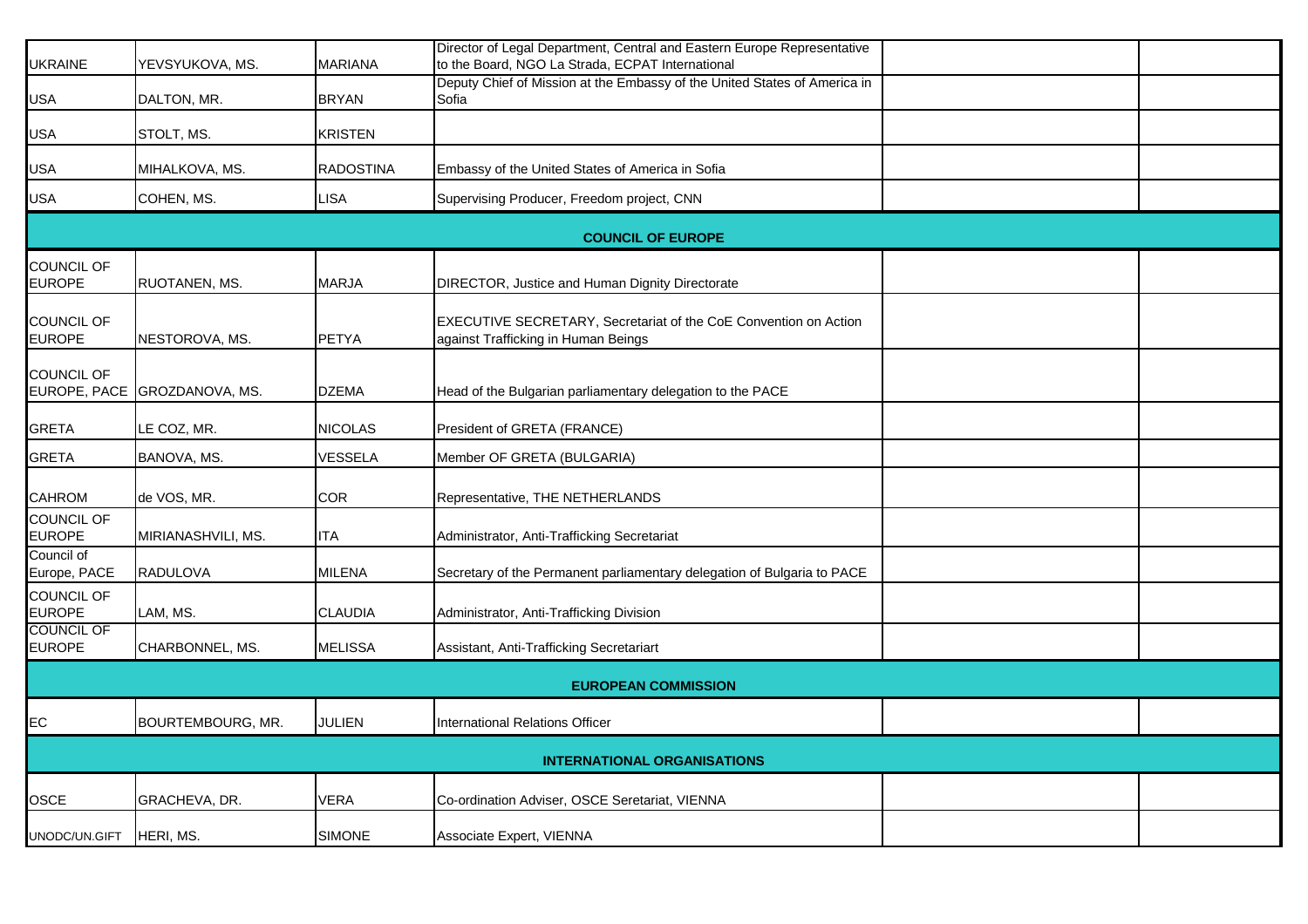| | | | | | |
|---|---|---|---|---|---|
| UKRAINE | YEVSYUKOVA, MS. | MARIANA | Director of Legal Department, Central and Eastern Europe Representative to the Board, NGO La Strada, ECPAT International | | |
| USA | DALTON, MR. | BRYAN | Deputy Chief of Mission at the Embassy of the United States of America in Sofia | | |
| USA | STOLT, MS. | KRISTEN | | | |
| USA | MIHALKOVA, MS. | RADOSTINA | Embassy of the United States of America in Sofia | | |
| USA | COHEN, MS. | LISA | Supervising Producer, Freedom project, CNN | | |
| **COUNCIL OF EUROPE** | | | | | |
| COUNCIL OF EUROPE | RUOTANEN, MS. | MARJA | DIRECTOR, Justice and Human Dignity Directorate | | |
| COUNCIL OF EUROPE | NESTOROVA, MS. | PETYA | EXECUTIVE SECRETARY, Secretariat of the CoE Convention on Action against Trafficking in Human Beings | | |
| COUNCIL OF EUROPE, PACE | GROZDANOVA, MS. | DZEMA | Head of the Bulgarian parliamentary delegation to the PACE | | |
| GRETA | LE COZ, MR. | NICOLAS | President of GRETA (FRANCE) | | |
| GRETA | BANOVA, MS. | VESSELA | Member OF GRETA (BULGARIA) | | |
| CAHROM | de VOS, MR. | COR | Representative, THE NETHERLANDS | | |
| COUNCIL OF EUROPE | MIRIANASHVILI, MS. | ITA | Administrator, Anti-Trafficking Secretariat | | |
| Council of Europe, PACE | RADULOVA | MILENA | Secretary of the Permanent parliamentary delegation of Bulgaria to PACE | | |
| COUNCIL OF EUROPE | LAM, MS. | CLAUDIA | Administrator, Anti-Trafficking Division | | |
| COUNCIL OF EUROPE | CHARBONNEL, MS. | MELISSA | Assistant, Anti-Trafficking Secretariart | | |
| **EUROPEAN COMMISSION** | | | | | |
| EC | BOURTEMBOURG, MR. | JULIEN | International Relations Officer | | |
| **INTERNATIONAL ORGANISATIONS** | | | | | |
| OSCE | GRACHEVA, DR. | VERA | Co-ordination Adviser, OSCE Seretariat, VIENNA | | |
| UNODC/UN.GIFT | HERI, MS. | SIMONE | Associate Expert, VIENNA | | |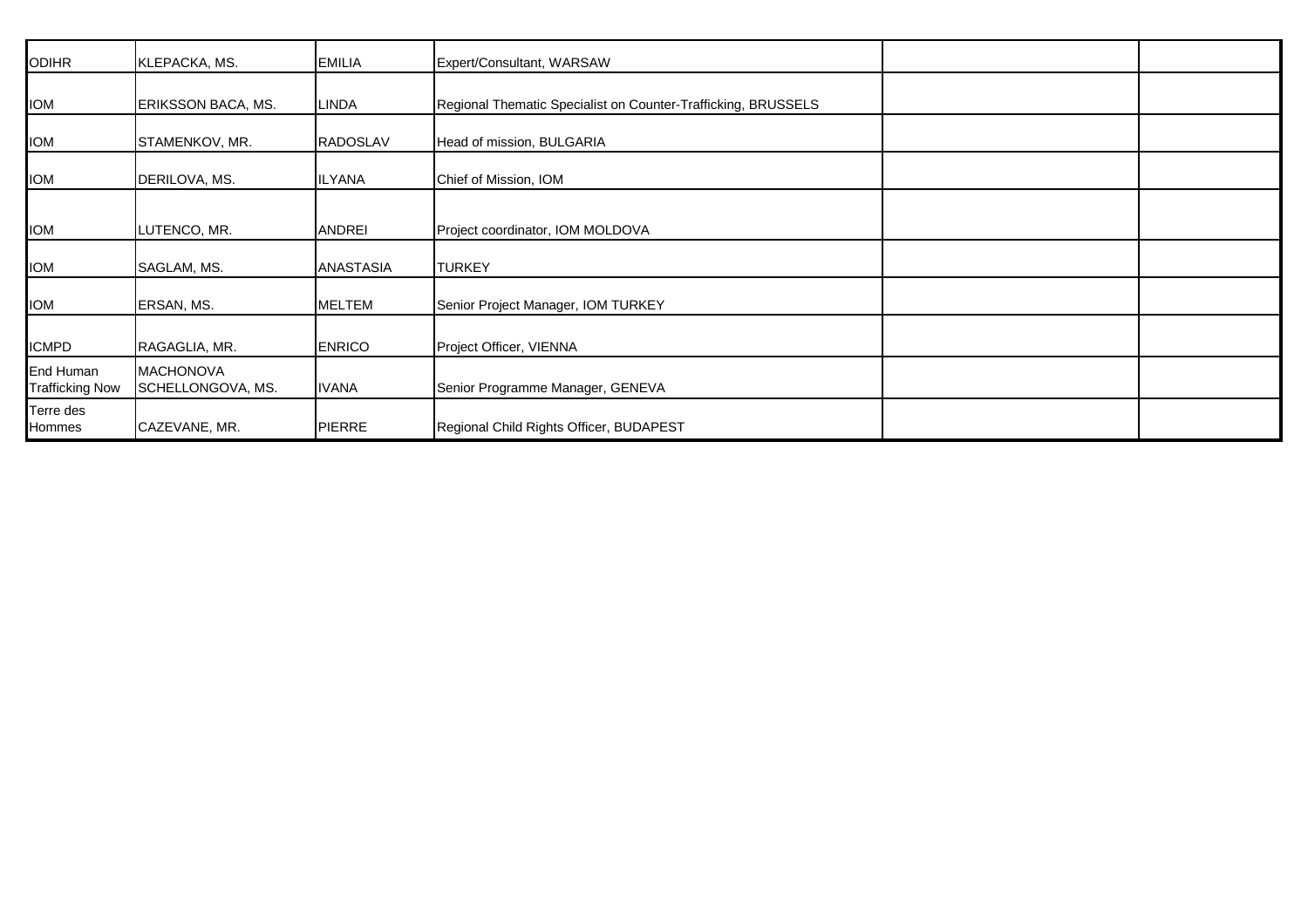| | | | | | |
|---|---|---|---|---|---|
| ODIHR | KLEPACKA, MS. | EMILIA | Expert/Consultant, WARSAW | | |
| IOM | ERIKSSON BACA, MS. | LINDA | Regional Thematic Specialist on Counter-Trafficking, BRUSSELS | | |
| IOM | STAMENKOV, MR. | RADOSLAV | Head of mission, BULGARIA | | |
| IOM | DERILOVA, MS. | ILYANA | Chief of Mission, IOM | | |
| IOM | LUTENCO, MR. | ANDREI | Project coordinator, IOM MOLDOVA | | |
| IOM | SAGLAM, MS. | ANASTASIA | TURKEY | | |
| IOM | ERSAN, MS. | MELTEM | Senior Project Manager, IOM TURKEY | | |
| ICMPD | RAGAGLIA, MR. | ENRICO | Project Officer, VIENNA | | |
| End Human Trafficking Now | MACHONOVA SCHELLONGOVA, MS. | IVANA | Senior Programme Manager, GENEVA | | |
| Terre des Hommes | CAZEVANE, MR. | PIERRE | Regional Child Rights Officer, BUDAPEST | | |